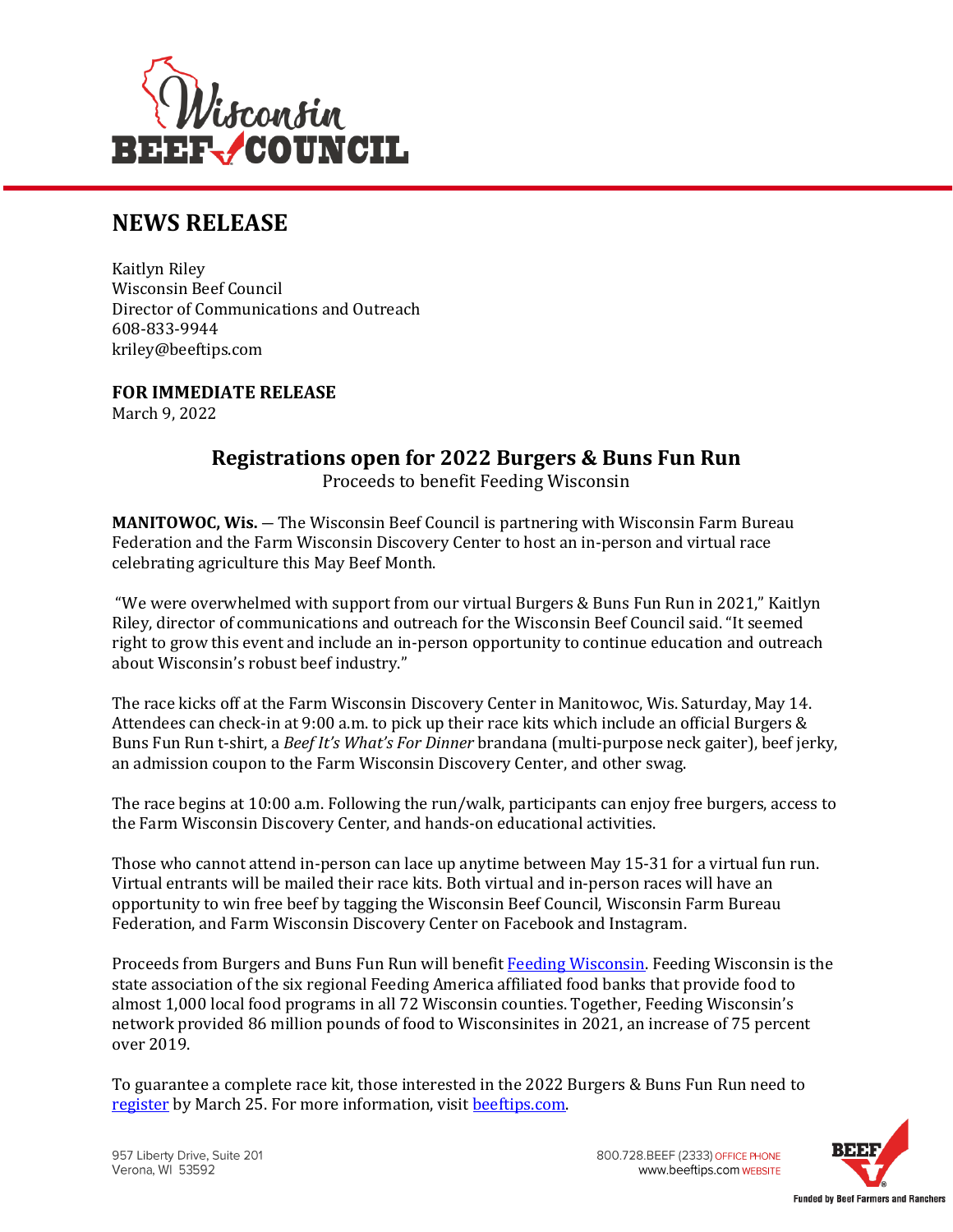# NEWS RELEASE

Kaitlyn Riley
Wisconsin Beef Council
Director of Communications and Outreach
608-833-9944
kriley@beeftips.com

**FOR IMMEDIATE RELEASE**
March 9, 2022

## Registrations open for 2022 Burgers & Buns Fun Run

Proceeds to benefit Feeding Wisconsin

**MANITOWOC, Wis.** — The Wisconsin Beef Council is partnering with Wisconsin Farm Bureau Federation and the Farm Wisconsin Discovery Center to host an in-person and virtual race celebrating agriculture this May Beef Month.

"We were overwhelmed with support from our virtual Burgers & Buns Fun Run in 2021," Kaitlyn Riley, director of communications and outreach for the Wisconsin Beef Council said. "It seemed right to grow this event and include an in-person opportunity to continue education and outreach about Wisconsin's robust beef industry."

The race kicks off at the Farm Wisconsin Discovery Center in Manitowoc, Wis. Saturday, May 14. Attendees can check-in at 9:00 a.m. to pick up their race kits which include an official Burgers & Buns Fun Run t-shirt, a *Beef It's What's For Dinner* brandana (multi-purpose neck gaiter), beef jerky, an admission coupon to the Farm Wisconsin Discovery Center, and other swag.

The race begins at 10:00 a.m. Following the run/walk, participants can enjoy free burgers, access to the Farm Wisconsin Discovery Center, and hands-on educational activities.

Those who cannot attend in-person can lace up anytime between May 15-31 for a virtual fun run. Virtual entrants will be mailed their race kits. Both virtual and in-person races will have an opportunity to win free beef by tagging the Wisconsin Beef Council, Wisconsin Farm Bureau Federation, and Farm Wisconsin Discovery Center on Facebook and Instagram.

Proceeds from Burgers and Buns Fun Run will benefit Feeding Wisconsin. Feeding Wisconsin is the state association of the six regional Feeding America affiliated food banks that provide food to almost 1,000 local food programs in all 72 Wisconsin counties. Together, Feeding Wisconsin's network provided 86 million pounds of food to Wisconsinites in 2021, an increase of 75 percent over 2019.

To guarantee a complete race kit, those interested in the 2022 Burgers & Buns Fun Run need to register by March 25. For more information, visit beeftips.com.

957 Liberty Drive, Suite 201
Verona, WI 53592

800.728.BEEF (2333) OFFICE PHONE
www.beeftips.com WEBSITE

Funded by Beef Farmers and Ranchers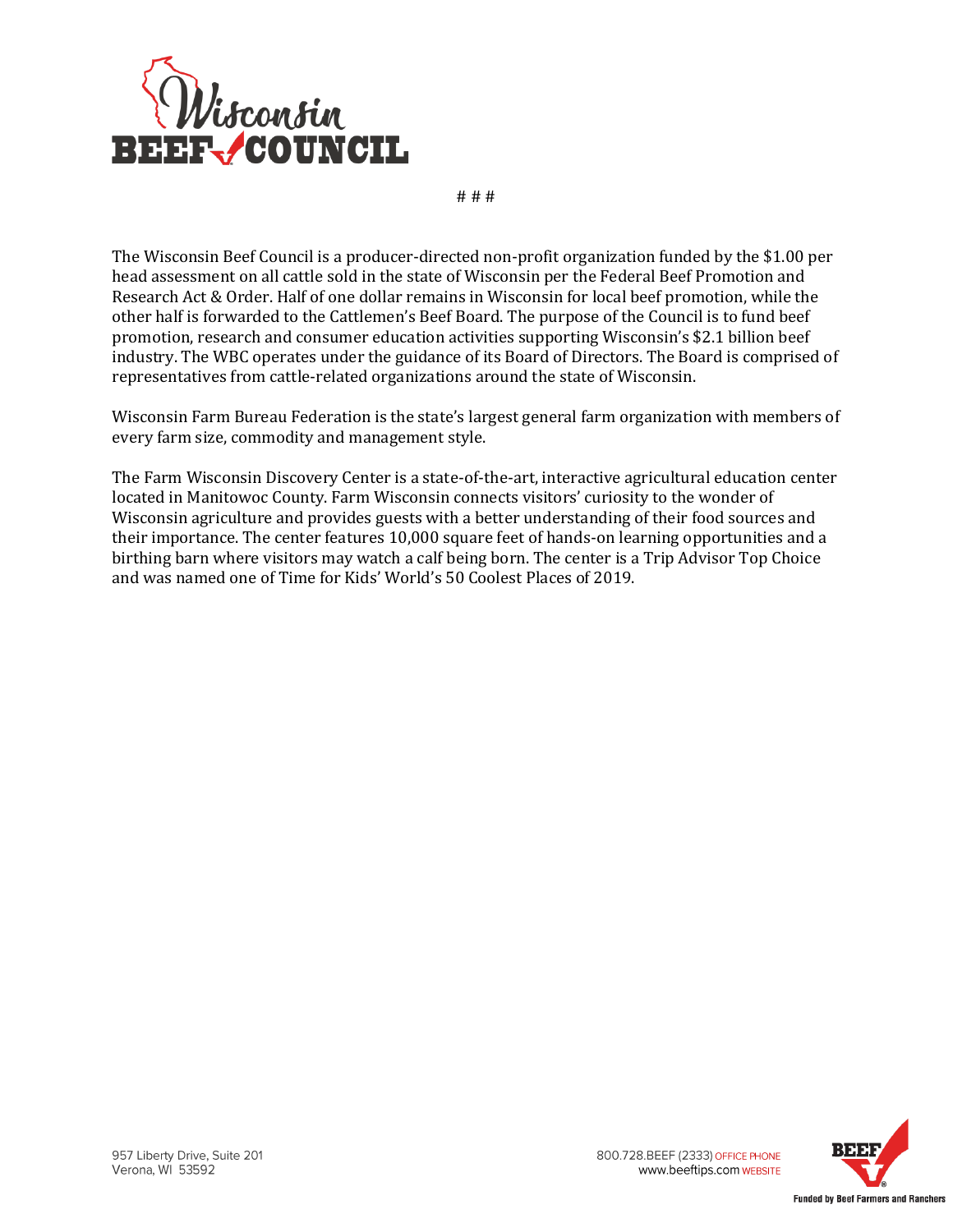# # #

The Wisconsin Beef Council is a producer-directed non-profit organization funded by the $1.00 per head assessment on all cattle sold in the state of Wisconsin per the Federal Beef Promotion and Research Act & Order. Half of one dollar remains in Wisconsin for local beef promotion, while the other half is forwarded to the Cattlemen's Beef Board. The purpose of the Council is to fund beef promotion, research and consumer education activities supporting Wisconsin's $2.1 billion beef industry. The WBC operates under the guidance of its Board of Directors. The Board is comprised of representatives from cattle-related organizations around the state of Wisconsin.

Wisconsin Farm Bureau Federation is the state's largest general farm organization with members of every farm size, commodity and management style.

The Farm Wisconsin Discovery Center is a state-of-the-art, interactive agricultural education center located in Manitowoc County. Farm Wisconsin connects visitors' curiosity to the wonder of Wisconsin agriculture and provides guests with a better understanding of their food sources and their importance. The center features 10,000 square feet of hands-on learning opportunities and a birthing barn where visitors may watch a calf being born. The center is a Trip Advisor Top Choice and was named one of Time for Kids' World's 50 Coolest Places of 2019.